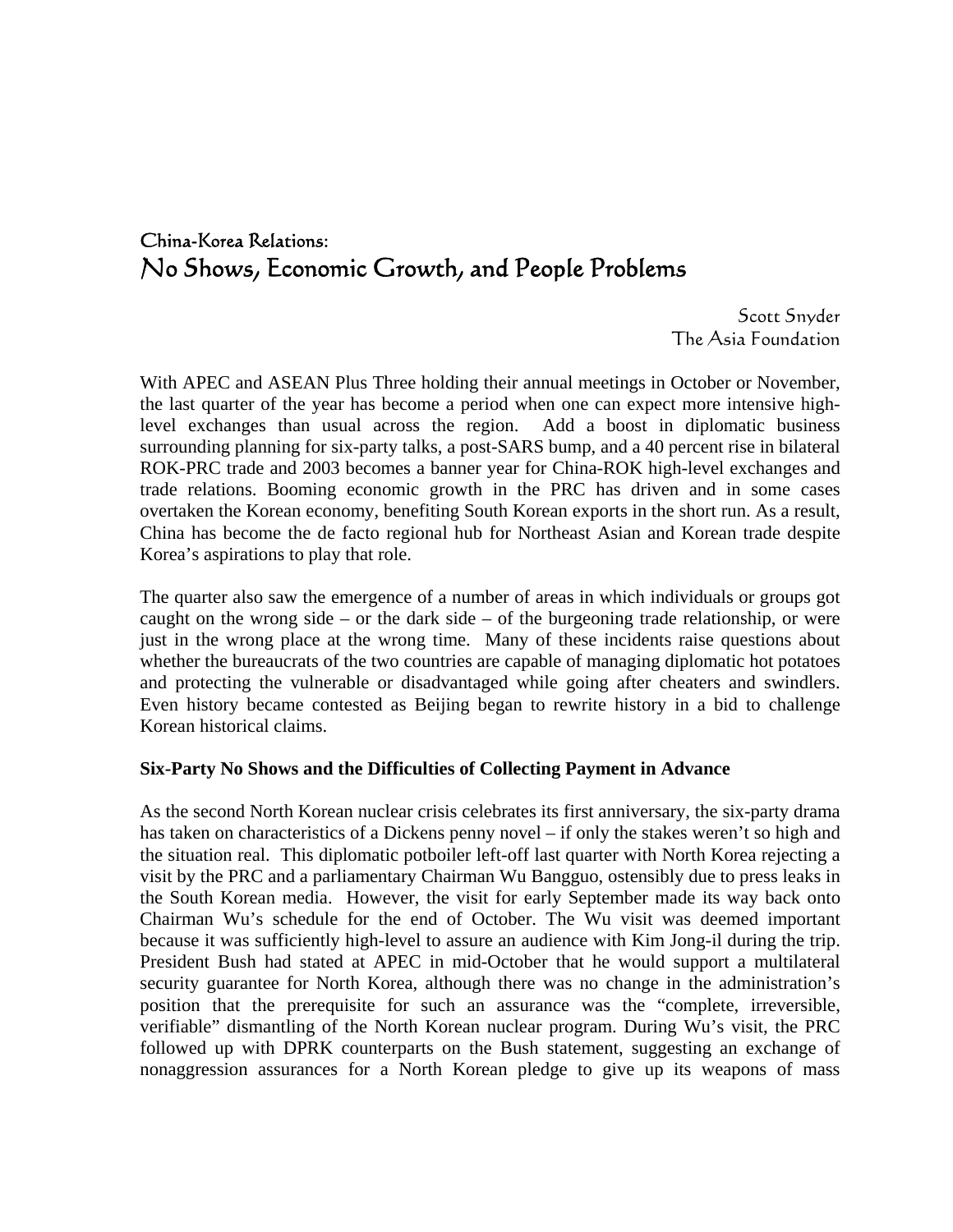# China-Korea Relations:
# No Shows, Economic Growth, and People Problems

Scott Snyder
The Asia Foundation

With APEC and ASEAN Plus Three holding their annual meetings in October or November, the last quarter of the year has become a period when one can expect more intensive high-level exchanges than usual across the region. Add a boost in diplomatic business surrounding planning for six-party talks, a post-SARS bump, and a 40 percent rise in bilateral ROK-PRC trade and 2003 becomes a banner year for China-ROK high-level exchanges and trade relations. Booming economic growth in the PRC has driven and in some cases overtaken the Korean economy, benefiting South Korean exports in the short run. As a result, China has become the de facto regional hub for Northeast Asian and Korean trade despite Korea's aspirations to play that role.

The quarter also saw the emergence of a number of areas in which individuals or groups got caught on the wrong side – or the dark side – of the burgeoning trade relationship, or were just in the wrong place at the wrong time. Many of these incidents raise questions about whether the bureaucrats of the two countries are capable of managing diplomatic hot potatoes and protecting the vulnerable or disadvantaged while going after cheaters and swindlers. Even history became contested as Beijing began to rewrite history in a bid to challenge Korean historical claims.

**Six-Party No Shows and the Difficulties of Collecting Payment in Advance**

As the second North Korean nuclear crisis celebrates its first anniversary, the six-party drama has taken on characteristics of a Dickens penny novel – if only the stakes weren't so high and the situation real. This diplomatic potboiler left-off last quarter with North Korea rejecting a visit by the PRC and a parliamentary Chairman Wu Bangguo, ostensibly due to press leaks in the South Korean media. However, the visit for early September made its way back onto Chairman Wu's schedule for the end of October. The Wu visit was deemed important because it was sufficiently high-level to assure an audience with Kim Jong-il during the trip. President Bush had stated at APEC in mid-October that he would support a multilateral security guarantee for North Korea, although there was no change in the administration's position that the prerequisite for such an assurance was the "complete, irreversible, verifiable" dismantling of the North Korean nuclear program. During Wu's visit, the PRC followed up with DPRK counterparts on the Bush statement, suggesting an exchange of nonaggression assurances for a North Korean pledge to give up its weapons of mass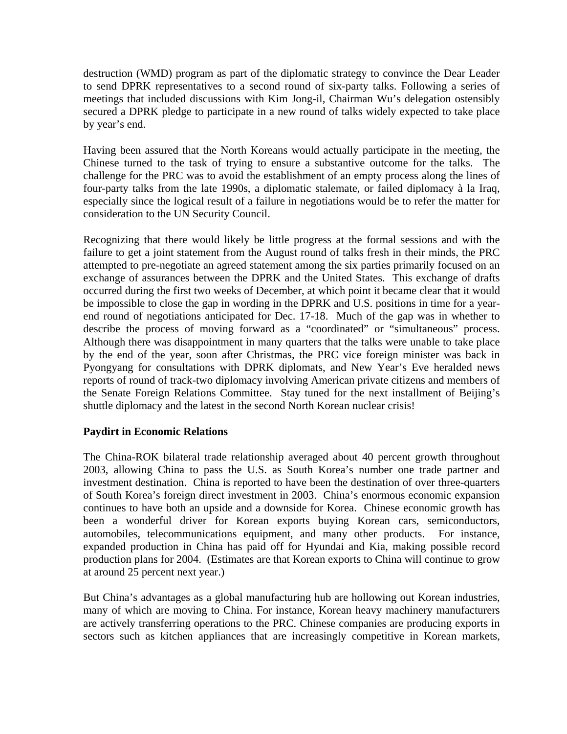destruction (WMD) program as part of the diplomatic strategy to convince the Dear Leader to send DPRK representatives to a second round of six-party talks. Following a series of meetings that included discussions with Kim Jong-il, Chairman Wu's delegation ostensibly secured a DPRK pledge to participate in a new round of talks widely expected to take place by year's end.

Having been assured that the North Koreans would actually participate in the meeting, the Chinese turned to the task of trying to ensure a substantive outcome for the talks. The challenge for the PRC was to avoid the establishment of an empty process along the lines of four-party talks from the late 1990s, a diplomatic stalemate, or failed diplomacy à la Iraq, especially since the logical result of a failure in negotiations would be to refer the matter for consideration to the UN Security Council.

Recognizing that there would likely be little progress at the formal sessions and with the failure to get a joint statement from the August round of talks fresh in their minds, the PRC attempted to pre-negotiate an agreed statement among the six parties primarily focused on an exchange of assurances between the DPRK and the United States. This exchange of drafts occurred during the first two weeks of December, at which point it became clear that it would be impossible to close the gap in wording in the DPRK and U.S. positions in time for a year-end round of negotiations anticipated for Dec. 17-18. Much of the gap was in whether to describe the process of moving forward as a "coordinated" or "simultaneous" process. Although there was disappointment in many quarters that the talks were unable to take place by the end of the year, soon after Christmas, the PRC vice foreign minister was back in Pyongyang for consultations with DPRK diplomats, and New Year's Eve heralded news reports of round of track-two diplomacy involving American private citizens and members of the Senate Foreign Relations Committee. Stay tuned for the next installment of Beijing's shuttle diplomacy and the latest in the second North Korean nuclear crisis!

**Paydirt in Economic Relations**

The China-ROK bilateral trade relationship averaged about 40 percent growth throughout 2003, allowing China to pass the U.S. as South Korea's number one trade partner and investment destination. China is reported to have been the destination of over three-quarters of South Korea's foreign direct investment in 2003. China's enormous economic expansion continues to have both an upside and a downside for Korea. Chinese economic growth has been a wonderful driver for Korean exports buying Korean cars, semiconductors, automobiles, telecommunications equipment, and many other products. For instance, expanded production in China has paid off for Hyundai and Kia, making possible record production plans for 2004. (Estimates are that Korean exports to China will continue to grow at around 25 percent next year.)

But China's advantages as a global manufacturing hub are hollowing out Korean industries, many of which are moving to China. For instance, Korean heavy machinery manufacturers are actively transferring operations to the PRC. Chinese companies are producing exports in sectors such as kitchen appliances that are increasingly competitive in Korean markets,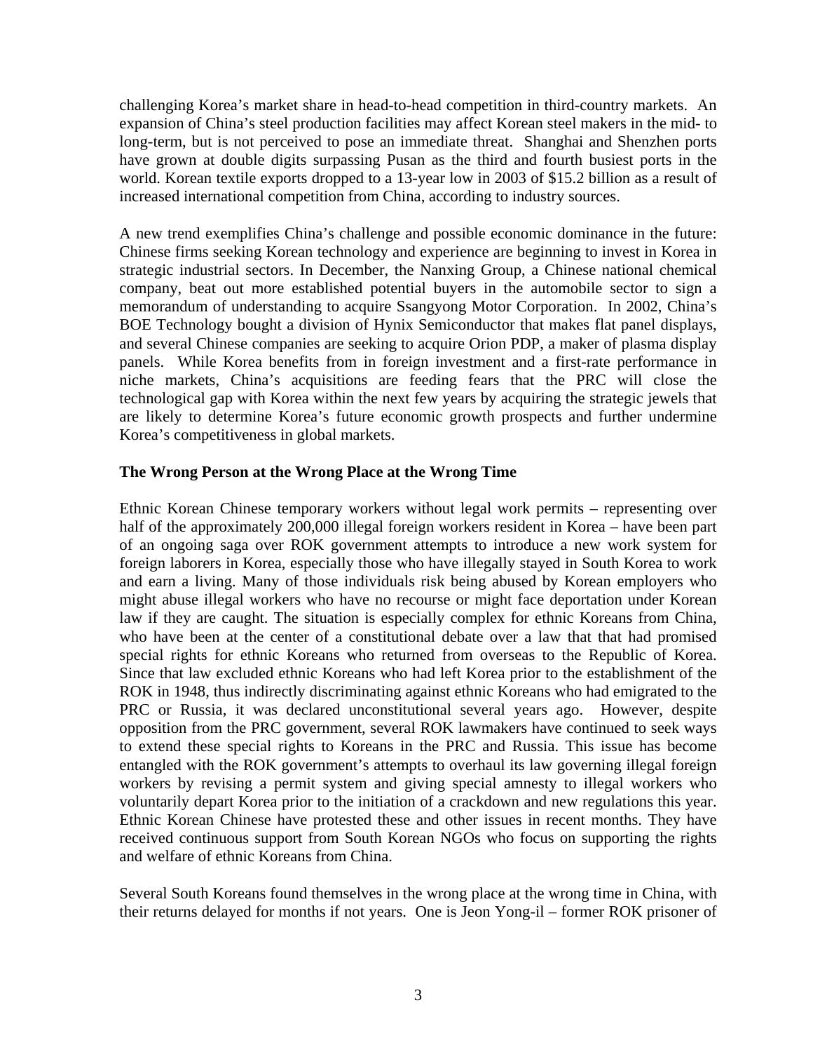challenging Korea's market share in head-to-head competition in third-country markets. An expansion of China's steel production facilities may affect Korean steel makers in the mid- to long-term, but is not perceived to pose an immediate threat. Shanghai and Shenzhen ports have grown at double digits surpassing Pusan as the third and fourth busiest ports in the world. Korean textile exports dropped to a 13-year low in 2003 of $15.2 billion as a result of increased international competition from China, according to industry sources.

A new trend exemplifies China's challenge and possible economic dominance in the future: Chinese firms seeking Korean technology and experience are beginning to invest in Korea in strategic industrial sectors. In December, the Nanxing Group, a Chinese national chemical company, beat out more established potential buyers in the automobile sector to sign a memorandum of understanding to acquire Ssangyong Motor Corporation. In 2002, China's BOE Technology bought a division of Hynix Semiconductor that makes flat panel displays, and several Chinese companies are seeking to acquire Orion PDP, a maker of plasma display panels. While Korea benefits from in foreign investment and a first-rate performance in niche markets, China's acquisitions are feeding fears that the PRC will close the technological gap with Korea within the next few years by acquiring the strategic jewels that are likely to determine Korea's future economic growth prospects and further undermine Korea's competitiveness in global markets.

**The Wrong Person at the Wrong Place at the Wrong Time**

Ethnic Korean Chinese temporary workers without legal work permits – representing over half of the approximately 200,000 illegal foreign workers resident in Korea – have been part of an ongoing saga over ROK government attempts to introduce a new work system for foreign laborers in Korea, especially those who have illegally stayed in South Korea to work and earn a living. Many of those individuals risk being abused by Korean employers who might abuse illegal workers who have no recourse or might face deportation under Korean law if they are caught. The situation is especially complex for ethnic Koreans from China, who have been at the center of a constitutional debate over a law that that had promised special rights for ethnic Koreans who returned from overseas to the Republic of Korea. Since that law excluded ethnic Koreans who had left Korea prior to the establishment of the ROK in 1948, thus indirectly discriminating against ethnic Koreans who had emigrated to the PRC or Russia, it was declared unconstitutional several years ago. However, despite opposition from the PRC government, several ROK lawmakers have continued to seek ways to extend these special rights to Koreans in the PRC and Russia. This issue has become entangled with the ROK government's attempts to overhaul its law governing illegal foreign workers by revising a permit system and giving special amnesty to illegal workers who voluntarily depart Korea prior to the initiation of a crackdown and new regulations this year. Ethnic Korean Chinese have protested these and other issues in recent months. They have received continuous support from South Korean NGOs who focus on supporting the rights and welfare of ethnic Koreans from China.

Several South Koreans found themselves in the wrong place at the wrong time in China, with their returns delayed for months if not years. One is Jeon Yong-il – former ROK prisoner of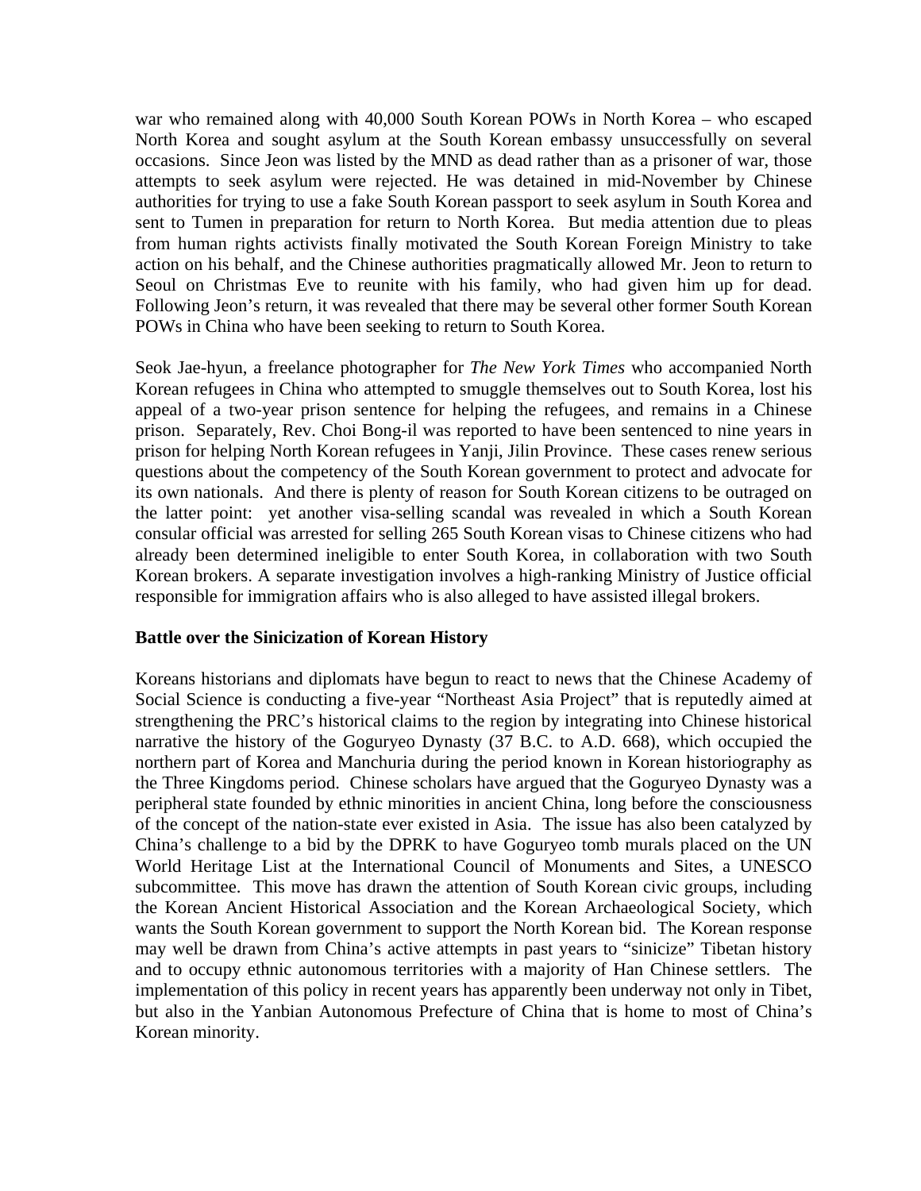war who remained along with 40,000 South Korean POWs in North Korea – who escaped North Korea and sought asylum at the South Korean embassy unsuccessfully on several occasions. Since Jeon was listed by the MND as dead rather than as a prisoner of war, those attempts to seek asylum were rejected. He was detained in mid-November by Chinese authorities for trying to use a fake South Korean passport to seek asylum in South Korea and sent to Tumen in preparation for return to North Korea. But media attention due to pleas from human rights activists finally motivated the South Korean Foreign Ministry to take action on his behalf, and the Chinese authorities pragmatically allowed Mr. Jeon to return to Seoul on Christmas Eve to reunite with his family, who had given him up for dead. Following Jeon's return, it was revealed that there may be several other former South Korean POWs in China who have been seeking to return to South Korea.

Seok Jae-hyun, a freelance photographer for *The New York Times* who accompanied North Korean refugees in China who attempted to smuggle themselves out to South Korea, lost his appeal of a two-year prison sentence for helping the refugees, and remains in a Chinese prison. Separately, Rev. Choi Bong-il was reported to have been sentenced to nine years in prison for helping North Korean refugees in Yanji, Jilin Province. These cases renew serious questions about the competency of the South Korean government to protect and advocate for its own nationals. And there is plenty of reason for South Korean citizens to be outraged on the latter point: yet another visa-selling scandal was revealed in which a South Korean consular official was arrested for selling 265 South Korean visas to Chinese citizens who had already been determined ineligible to enter South Korea, in collaboration with two South Korean brokers. A separate investigation involves a high-ranking Ministry of Justice official responsible for immigration affairs who is also alleged to have assisted illegal brokers.

**Battle over the Sinicization of Korean History**

Koreans historians and diplomats have begun to react to news that the Chinese Academy of Social Science is conducting a five-year "Northeast Asia Project" that is reputedly aimed at strengthening the PRC's historical claims to the region by integrating into Chinese historical narrative the history of the Goguryeo Dynasty (37 B.C. to A.D. 668), which occupied the northern part of Korea and Manchuria during the period known in Korean historiography as the Three Kingdoms period. Chinese scholars have argued that the Goguryeo Dynasty was a peripheral state founded by ethnic minorities in ancient China, long before the consciousness of the concept of the nation-state ever existed in Asia. The issue has also been catalyzed by China's challenge to a bid by the DPRK to have Goguryeo tomb murals placed on the UN World Heritage List at the International Council of Monuments and Sites, a UNESCO subcommittee. This move has drawn the attention of South Korean civic groups, including the Korean Ancient Historical Association and the Korean Archaeological Society, which wants the South Korean government to support the North Korean bid. The Korean response may well be drawn from China's active attempts in past years to "sinicize" Tibetan history and to occupy ethnic autonomous territories with a majority of Han Chinese settlers. The implementation of this policy in recent years has apparently been underway not only in Tibet, but also in the Yanbian Autonomous Prefecture of China that is home to most of China's Korean minority.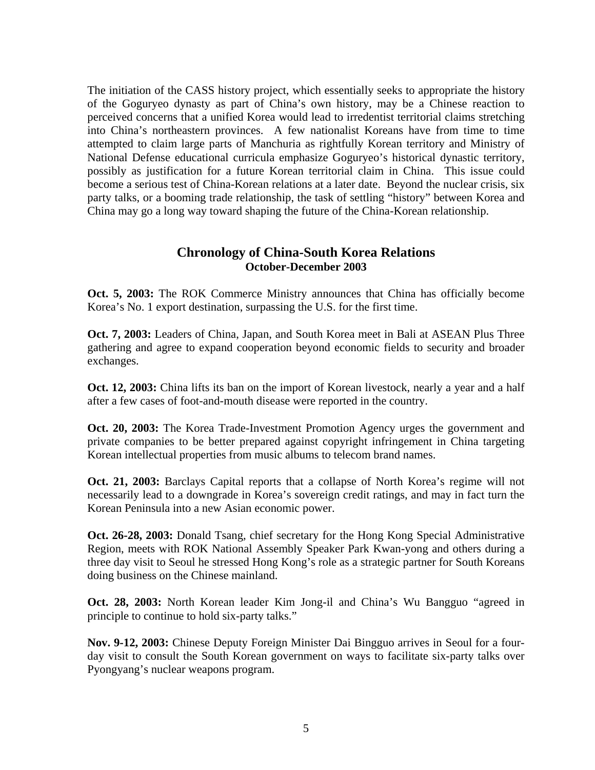The initiation of the CASS history project, which essentially seeks to appropriate the history of the Goguryeo dynasty as part of China's own history, may be a Chinese reaction to perceived concerns that a unified Korea would lead to irredentist territorial claims stretching into China's northeastern provinces. A few nationalist Koreans have from time to time attempted to claim large parts of Manchuria as rightfully Korean territory and Ministry of National Defense educational curricula emphasize Goguryeo's historical dynastic territory, possibly as justification for a future Korean territorial claim in China. This issue could become a serious test of China-Korean relations at a later date. Beyond the nuclear crisis, six party talks, or a booming trade relationship, the task of settling "history" between Korea and China may go a long way toward shaping the future of the China-Korean relationship.

## Chronology of China-South Korea Relations
### October-December 2003

**Oct. 5, 2003:** The ROK Commerce Ministry announces that China has officially become Korea's No. 1 export destination, surpassing the U.S. for the first time.

**Oct. 7, 2003:** Leaders of China, Japan, and South Korea meet in Bali at ASEAN Plus Three gathering and agree to expand cooperation beyond economic fields to security and broader exchanges.

**Oct. 12, 2003:** China lifts its ban on the import of Korean livestock, nearly a year and a half after a few cases of foot-and-mouth disease were reported in the country.

**Oct. 20, 2003:** The Korea Trade-Investment Promotion Agency urges the government and private companies to be better prepared against copyright infringement in China targeting Korean intellectual properties from music albums to telecom brand names.

**Oct. 21, 2003:** Barclays Capital reports that a collapse of North Korea's regime will not necessarily lead to a downgrade in Korea's sovereign credit ratings, and may in fact turn the Korean Peninsula into a new Asian economic power.

**Oct. 26-28, 2003:** Donald Tsang, chief secretary for the Hong Kong Special Administrative Region, meets with ROK National Assembly Speaker Park Kwan-yong and others during a three day visit to Seoul he stressed Hong Kong's role as a strategic partner for South Koreans doing business on the Chinese mainland.

**Oct. 28, 2003:** North Korean leader Kim Jong-il and China's Wu Bangguo "agreed in principle to continue to hold six-party talks."

**Nov. 9-12, 2003:** Chinese Deputy Foreign Minister Dai Bingguo arrives in Seoul for a four-day visit to consult the South Korean government on ways to facilitate six-party talks over Pyongyang's nuclear weapons program.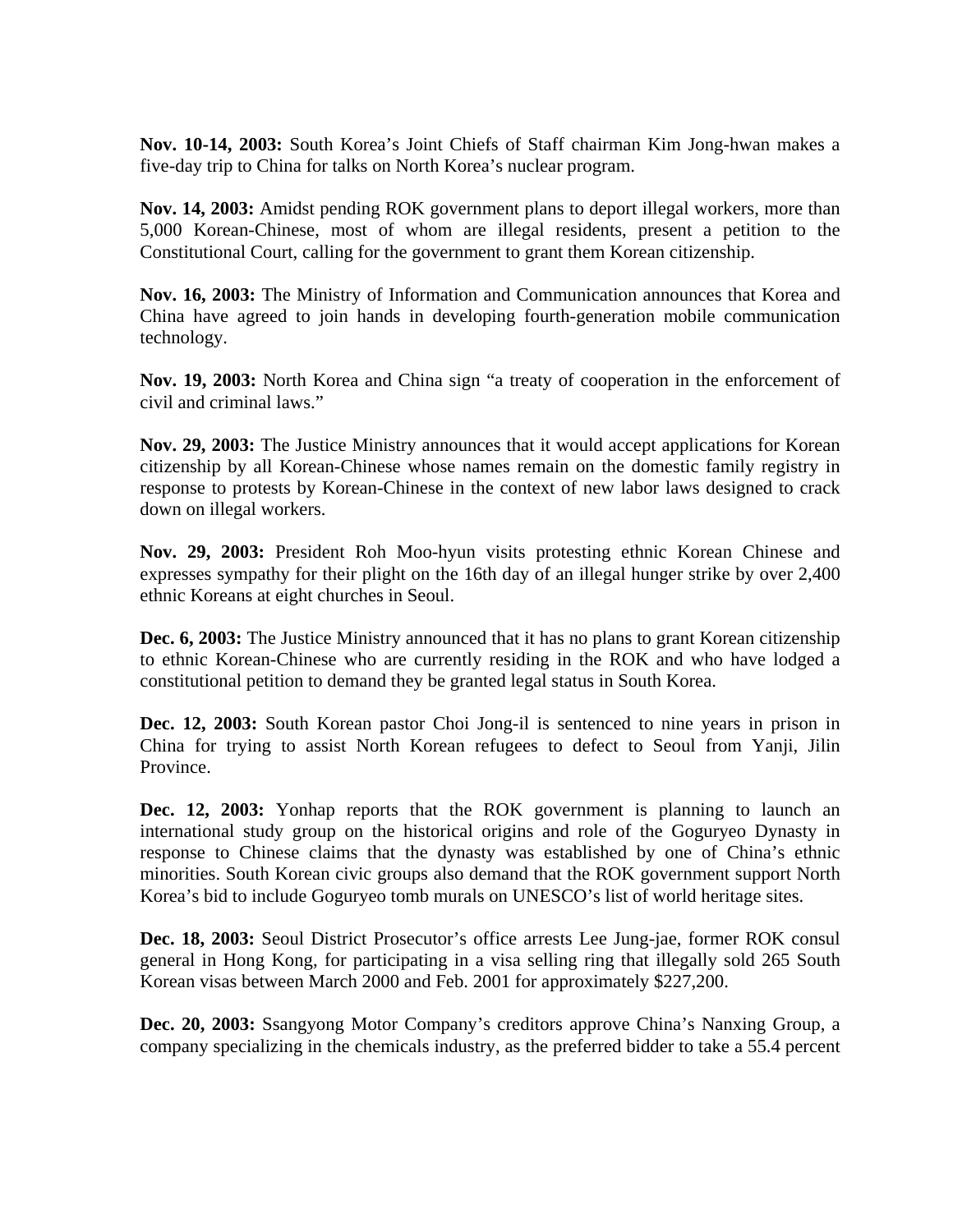**Nov. 10-14, 2003:** South Korea's Joint Chiefs of Staff chairman Kim Jong-hwan makes a five-day trip to China for talks on North Korea's nuclear program.

**Nov. 14, 2003:** Amidst pending ROK government plans to deport illegal workers, more than 5,000 Korean-Chinese, most of whom are illegal residents, present a petition to the Constitutional Court, calling for the government to grant them Korean citizenship.

**Nov. 16, 2003:** The Ministry of Information and Communication announces that Korea and China have agreed to join hands in developing fourth-generation mobile communication technology.

**Nov. 19, 2003:** North Korea and China sign "a treaty of cooperation in the enforcement of civil and criminal laws."

**Nov. 29, 2003:** The Justice Ministry announces that it would accept applications for Korean citizenship by all Korean-Chinese whose names remain on the domestic family registry in response to protests by Korean-Chinese in the context of new labor laws designed to crack down on illegal workers.

**Nov. 29, 2003:** President Roh Moo-hyun visits protesting ethnic Korean Chinese and expresses sympathy for their plight on the 16th day of an illegal hunger strike by over 2,400 ethnic Koreans at eight churches in Seoul.

**Dec. 6, 2003:** The Justice Ministry announced that it has no plans to grant Korean citizenship to ethnic Korean-Chinese who are currently residing in the ROK and who have lodged a constitutional petition to demand they be granted legal status in South Korea.

**Dec. 12, 2003:** South Korean pastor Choi Jong-il is sentenced to nine years in prison in China for trying to assist North Korean refugees to defect to Seoul from Yanji, Jilin Province.

**Dec. 12, 2003:** Yonhap reports that the ROK government is planning to launch an international study group on the historical origins and role of the Goguryeo Dynasty in response to Chinese claims that the dynasty was established by one of China's ethnic minorities. South Korean civic groups also demand that the ROK government support North Korea's bid to include Goguryeo tomb murals on UNESCO's list of world heritage sites.

**Dec. 18, 2003:** Seoul District Prosecutor's office arrests Lee Jung-jae, former ROK consul general in Hong Kong, for participating in a visa selling ring that illegally sold 265 South Korean visas between March 2000 and Feb. 2001 for approximately $227,200.

**Dec. 20, 2003:** Ssangyong Motor Company's creditors approve China's Nanxing Group, a company specializing in the chemicals industry, as the preferred bidder to take a 55.4 percent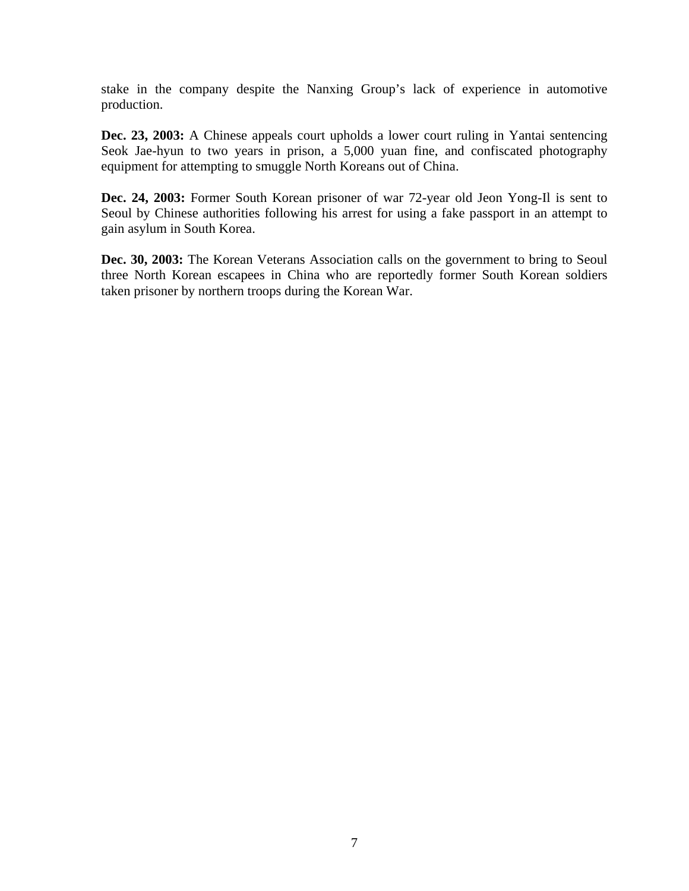stake in the company despite the Nanxing Group's lack of experience in automotive production.

**Dec. 23, 2003:** A Chinese appeals court upholds a lower court ruling in Yantai sentencing Seok Jae-hyun to two years in prison, a 5,000 yuan fine, and confiscated photography equipment for attempting to smuggle North Koreans out of China.

**Dec. 24, 2003:** Former South Korean prisoner of war 72-year old Jeon Yong-Il is sent to Seoul by Chinese authorities following his arrest for using a fake passport in an attempt to gain asylum in South Korea.

**Dec. 30, 2003:** The Korean Veterans Association calls on the government to bring to Seoul three North Korean escapees in China who are reportedly former South Korean soldiers taken prisoner by northern troops during the Korean War.